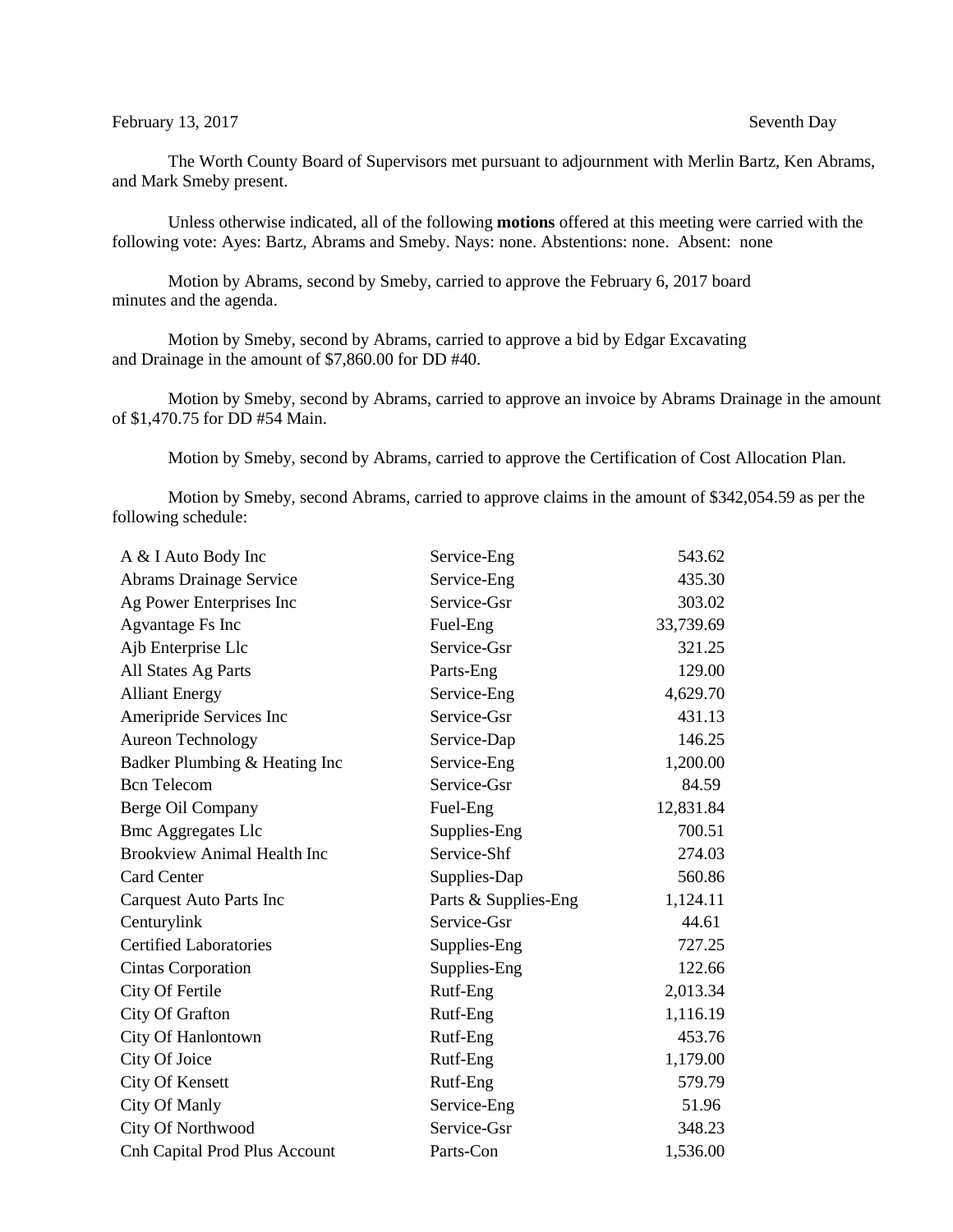February 13, 2017 Seventh Day

The Worth County Board of Supervisors met pursuant to adjournment with Merlin Bartz, Ken Abrams, and Mark Smeby present.

Unless otherwise indicated, all of the following **motions** offered at this meeting were carried with the following vote: Ayes: Bartz, Abrams and Smeby. Nays: none. Abstentions: none. Absent: none

Motion by Abrams, second by Smeby, carried to approve the February 6, 2017 board minutes and the agenda.

Motion by Smeby, second by Abrams, carried to approve a bid by Edgar Excavating and Drainage in the amount of $7,860.00 for DD #40.

Motion by Smeby, second by Abrams, carried to approve an invoice by Abrams Drainage in the amount of $1,470.75 for DD #54 Main.

Motion by Smeby, second by Abrams, carried to approve the Certification of Cost Allocation Plan.

Motion by Smeby, second Abrams, carried to approve claims in the amount of $342,054.59 as per the following schedule:

| | | |
|---|---|---:|
| A & I Auto Body Inc | Service-Eng | 543.62 |
| Abrams Drainage Service | Service-Eng | 435.30 |
| Ag Power Enterprises Inc | Service-Gsr | 303.02 |
| Agvantage Fs Inc | Fuel-Eng | 33,739.69 |
| Ajb Enterprise Llc | Service-Gsr | 321.25 |
| All States Ag Parts | Parts-Eng | 129.00 |
| Alliant Energy | Service-Eng | 4,629.70 |
| Ameripride Services Inc | Service-Gsr | 431.13 |
| Aureon Technology | Service-Dap | 146.25 |
| Badker Plumbing & Heating Inc | Service-Eng | 1,200.00 |
| Bcn Telecom | Service-Gsr | 84.59 |
| Berge Oil Company | Fuel-Eng | 12,831.84 |
| Bmc Aggregates Llc | Supplies-Eng | 700.51 |
| Brookview Animal Health Inc | Service-Shf | 274.03 |
| Card Center | Supplies-Dap | 560.86 |
| Carquest Auto Parts Inc | Parts & Supplies-Eng | 1,124.11 |
| Centurylink | Service-Gsr | 44.61 |
| Certified Laboratories | Supplies-Eng | 727.25 |
| Cintas Corporation | Supplies-Eng | 122.66 |
| City Of Fertile | Rutf-Eng | 2,013.34 |
| City Of Grafton | Rutf-Eng | 1,116.19 |
| City Of Hanlontown | Rutf-Eng | 453.76 |
| City Of Joice | Rutf-Eng | 1,179.00 |
| City Of Kensett | Rutf-Eng | 579.79 |
| City Of Manly | Service-Eng | 51.96 |
| City Of Northwood | Service-Gsr | 348.23 |
| Cnh Capital Prod Plus Account | Parts-Con | 1,536.00 |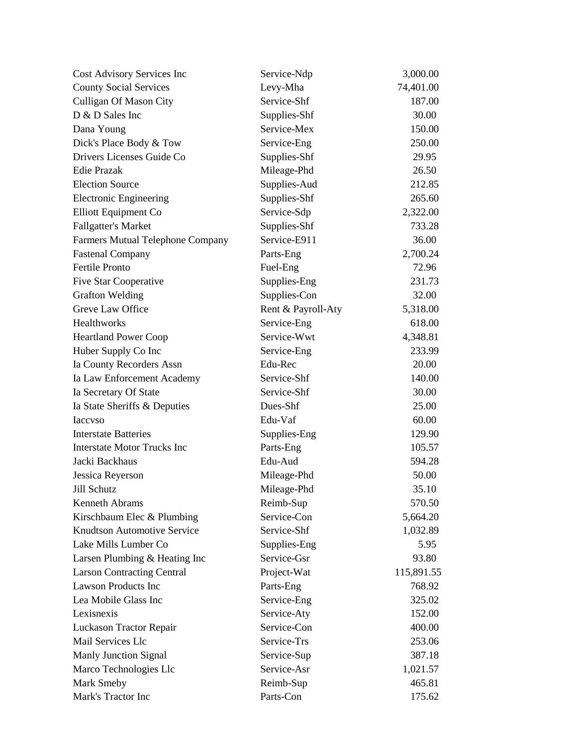| | | |
|---|---|---|
| Cost Advisory Services Inc | Service-Ndp | 3,000.00 |
| County Social Services | Levy-Mha | 74,401.00 |
| Culligan Of Mason City | Service-Shf | 187.00 |
| D & D Sales Inc | Supplies-Shf | 30.00 |
| Dana Young | Service-Mex | 150.00 |
| Dick's Place Body & Tow | Service-Eng | 250.00 |
| Drivers Licenses Guide Co | Supplies-Shf | 29.95 |
| Edie Prazak | Mileage-Phd | 26.50 |
| Election Source | Supplies-Aud | 212.85 |
| Electronic Engineering | Supplies-Shf | 265.60 |
| Elliott Equipment Co | Service-Sdp | 2,322.00 |
| Fallgatter's Market | Supplies-Shf | 733.28 |
| Farmers Mutual Telephone Company | Service-E911 | 36.00 |
| Fastenal Company | Parts-Eng | 2,700.24 |
| Fertile Pronto | Fuel-Eng | 72.96 |
| Five Star Cooperative | Supplies-Eng | 231.73 |
| Grafton Welding | Supplies-Con | 32.00 |
| Greve Law Office | Rent & Payroll-Aty | 5,318.00 |
| Healthworks | Service-Eng | 618.00 |
| Heartland Power Coop | Service-Wwt | 4,348.81 |
| Huber Supply Co Inc | Service-Eng | 233.99 |
| Ia County Recorders Assn | Edu-Rec | 20.00 |
| Ia Law Enforcement Academy | Service-Shf | 140.00 |
| Ia Secretary Of State | Service-Shf | 30.00 |
| Ia State Sheriffs & Deputies | Dues-Shf | 25.00 |
| Iaccvso | Edu-Vaf | 60.00 |
| Interstate Batteries | Supplies-Eng | 129.90 |
| Interstate Motor Trucks Inc | Parts-Eng | 105.57 |
| Jacki Backhaus | Edu-Aud | 594.28 |
| Jessica Reyerson | Mileage-Phd | 50.00 |
| Jill Schutz | Mileage-Phd | 35.10 |
| Kenneth Abrams | Reimb-Sup | 570.50 |
| Kirschbaum Elec & Plumbing | Service-Con | 5,664.20 |
| Knudtson Automotive Service | Service-Shf | 1,032.89 |
| Lake Mills Lumber Co | Supplies-Eng | 5.95 |
| Larsen Plumbing & Heating Inc | Service-Gsr | 93.80 |
| Larson Contracting Central | Project-Wat | 115,891.55 |
| Lawson Products Inc | Parts-Eng | 768.92 |
| Lea Mobile Glass Inc | Service-Eng | 325.02 |
| Lexisnexis | Service-Aty | 152.00 |
| Luckason Tractor Repair | Service-Con | 400.00 |
| Mail Services Llc | Service-Trs | 253.06 |
| Manly Junction Signal | Service-Sup | 387.18 |
| Marco Technologies Llc | Service-Asr | 1,021.57 |
| Mark Smeby | Reimb-Sup | 465.81 |
| Mark's Tractor Inc | Parts-Con | 175.62 |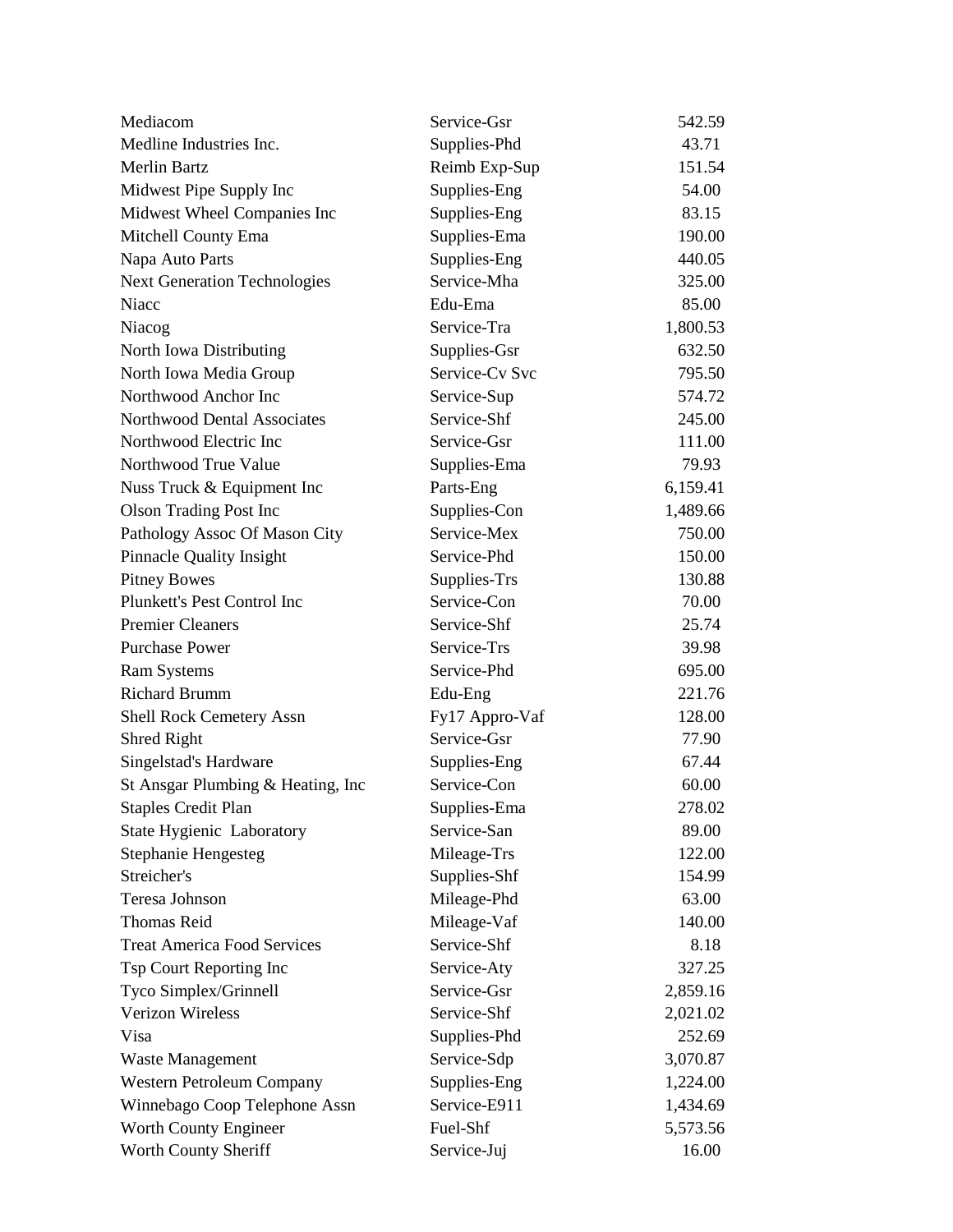| | | |
|---|---|---|
| Mediacom | Service-Gsr | 542.59 |
| Medline Industries Inc. | Supplies-Phd | 43.71 |
| Merlin Bartz | Reimb Exp-Sup | 151.54 |
| Midwest Pipe Supply Inc | Supplies-Eng | 54.00 |
| Midwest Wheel Companies Inc | Supplies-Eng | 83.15 |
| Mitchell County Ema | Supplies-Ema | 190.00 |
| Napa Auto Parts | Supplies-Eng | 440.05 |
| Next Generation Technologies | Service-Mha | 325.00 |
| Niacc | Edu-Ema | 85.00 |
| Niacog | Service-Tra | 1,800.53 |
| North Iowa Distributing | Supplies-Gsr | 632.50 |
| North Iowa Media Group | Service-Cv Svc | 795.50 |
| Northwood Anchor Inc | Service-Sup | 574.72 |
| Northwood Dental Associates | Service-Shf | 245.00 |
| Northwood Electric Inc | Service-Gsr | 111.00 |
| Northwood True Value | Supplies-Ema | 79.93 |
| Nuss Truck & Equipment Inc | Parts-Eng | 6,159.41 |
| Olson Trading Post Inc | Supplies-Con | 1,489.66 |
| Pathology Assoc Of Mason City | Service-Mex | 750.00 |
| Pinnacle Quality Insight | Service-Phd | 150.00 |
| Pitney Bowes | Supplies-Trs | 130.88 |
| Plunkett's Pest Control Inc | Service-Con | 70.00 |
| Premier Cleaners | Service-Shf | 25.74 |
| Purchase Power | Service-Trs | 39.98 |
| Ram Systems | Service-Phd | 695.00 |
| Richard Brumm | Edu-Eng | 221.76 |
| Shell Rock Cemetery Assn | Fy17 Appro-Vaf | 128.00 |
| Shred Right | Service-Gsr | 77.90 |
| Singelstad's Hardware | Supplies-Eng | 67.44 |
| St Ansgar Plumbing & Heating, Inc | Service-Con | 60.00 |
| Staples Credit Plan | Supplies-Ema | 278.02 |
| State Hygienic Laboratory | Service-San | 89.00 |
| Stephanie Hengesteg | Mileage-Trs | 122.00 |
| Streicher's | Supplies-Shf | 154.99 |
| Teresa Johnson | Mileage-Phd | 63.00 |
| Thomas Reid | Mileage-Vaf | 140.00 |
| Treat America Food Services | Service-Shf | 8.18 |
| Tsp Court Reporting Inc | Service-Aty | 327.25 |
| Tyco Simplex/Grinnell | Service-Gsr | 2,859.16 |
| Verizon Wireless | Service-Shf | 2,021.02 |
| Visa | Supplies-Phd | 252.69 |
| Waste Management | Service-Sdp | 3,070.87 |
| Western Petroleum Company | Supplies-Eng | 1,224.00 |
| Winnebago Coop Telephone Assn | Service-E911 | 1,434.69 |
| Worth County Engineer | Fuel-Shf | 5,573.56 |
| Worth County Sheriff | Service-Juj | 16.00 |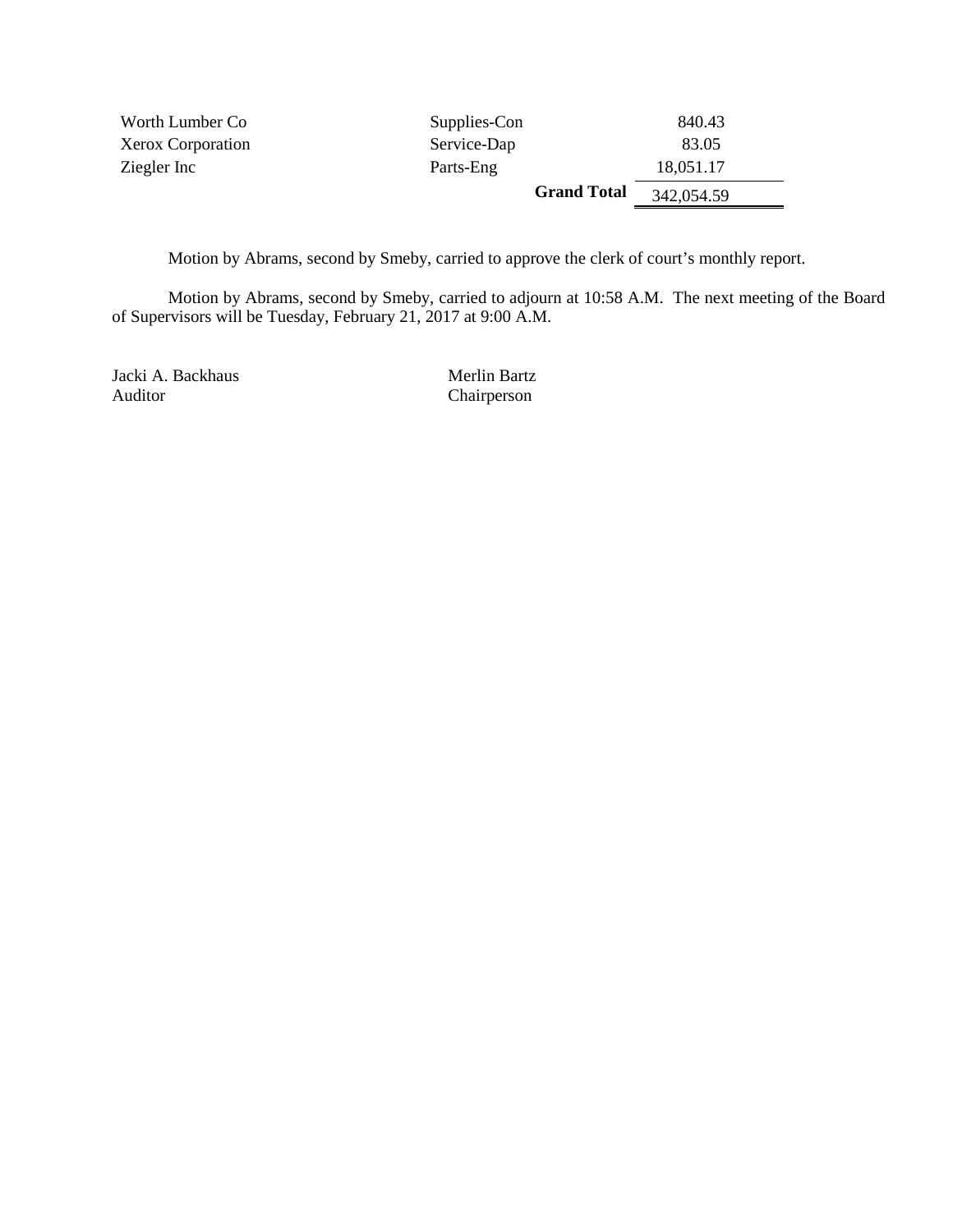| | | |
|---|---|---|
| Worth Lumber Co | Supplies-Con | 840.43 |
| Xerox Corporation | Service-Dap | 83.05 |
| Ziegler Inc | Parts-Eng | 18,051.17 |
| | **Grand Total** | 342,054.59 |

Motion by Abrams, second by Smeby, carried to approve the clerk of court's monthly report.

Motion by Abrams, second by Smeby, carried to adjourn at 10:58 A.M. The next meeting of the Board of Supervisors will be Tuesday, February 21, 2017 at 9:00 A.M.

Jacki A. Backhaus
Auditor

Merlin Bartz
Chairperson